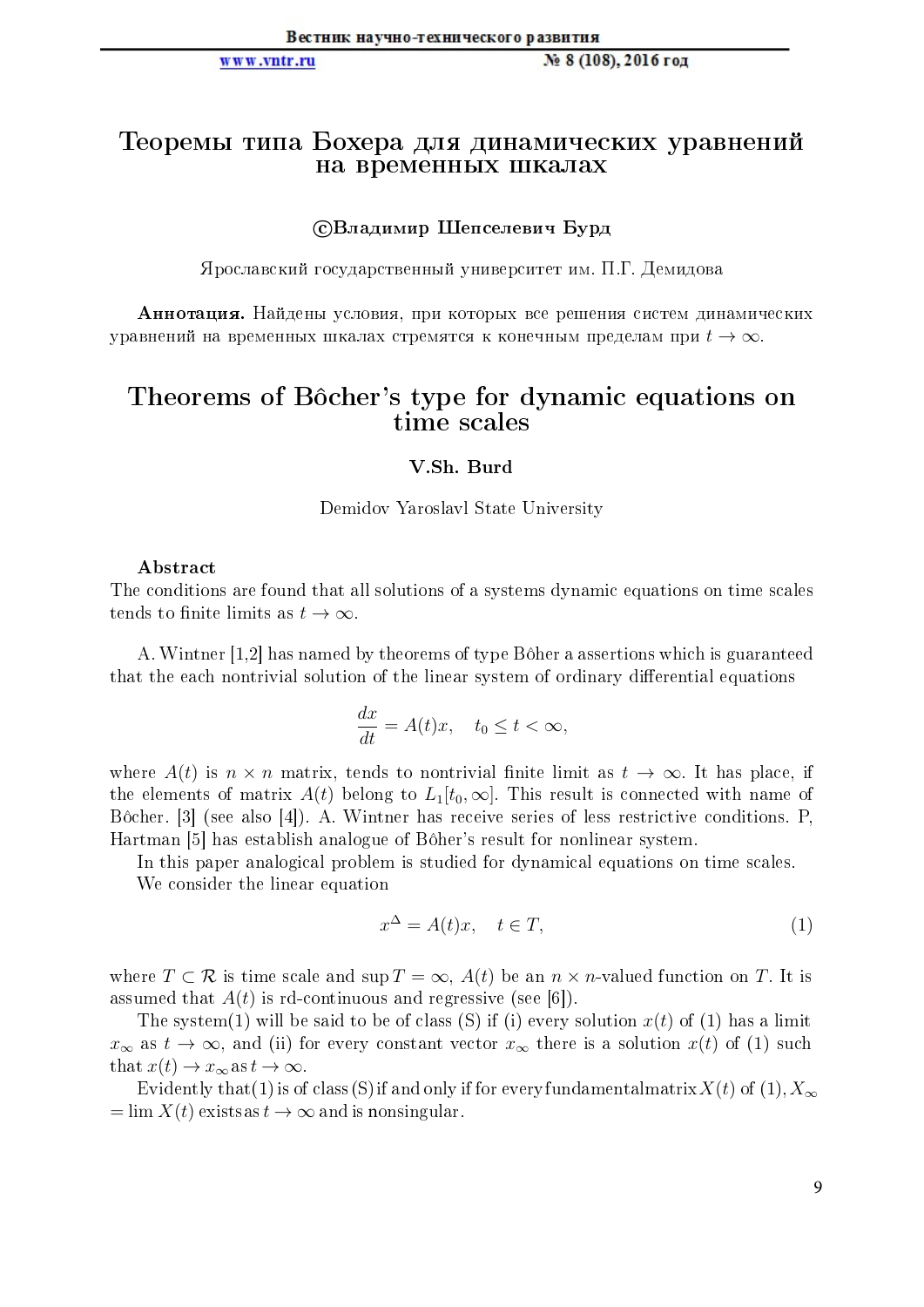# Теоремы типа Бохера для динамических уравнений на временных шкалах

**©Владимир Шепселевич Бурд**

Ярославский государственный университет им. П.Г. Демидова

**Аннотация.** Найдены условия, при которых все решения систем динамических уравнений на временных шкалах стремятся к конечным пределам при $t \to \infty$.

# Theorems of Bôcher's type for dynamic equations on time scales

**V.Sh. Burd**

Demidov Yaroslavl State University

**Abstract**

The conditions are found that all solutions of a systems dynamic equations on time scales tends to finite limits as $t \to \infty$.

A. Wintner [1,2] has named by theorems of type Bôher a assertions which is guaranteed that the each nontrivial solution of the linear system of ordinary differential equations

$$\frac{dx}{dt} = A(t)x, \quad t_0 \leq t < \infty,$$

where $A(t)$ is $n \times n$ matrix, tends to nontrivial finite limit as $t \to \infty$. It has place, if the elements of matrix $A(t)$ belong to $L_1[t_0, \infty]$. This result is connected with name of Bôcher. [3] (see also [4]). A. Wintner has receive series of less restrictive conditions. P, Hartman [5] has establish analogue of Bôher's result for nonlinear system.

In this paper analogical problem is studied for dynamical equations on time scales.

We consider the linear equation

$$x^{\Delta} = A(t)x, \quad t \in T, \tag{1}$$

where $T \subset \mathcal{R}$ is time scale and $\sup T = \infty$, $A(t)$ be an $n \times n$-valued function on $T$. It is assumed that $A(t)$ is rd-continuous and regressive (see [6]).

The system(1) will be said to be of class (S) if (i) every solution $x(t)$ of (1) has a limit $x_\infty$ as $t \to \infty$, and (ii) for every constant vector $x_\infty$ there is a solution $x(t)$ of (1) such that $x(t) \to x_\infty$ as $t \to \infty$.

Evidently that(1) is of class (S) if and only if for every fundamentalmatrix $X(t)$ of (1), $X_\infty = \lim X(t)$ exists as $t \to \infty$ and is nonsingular.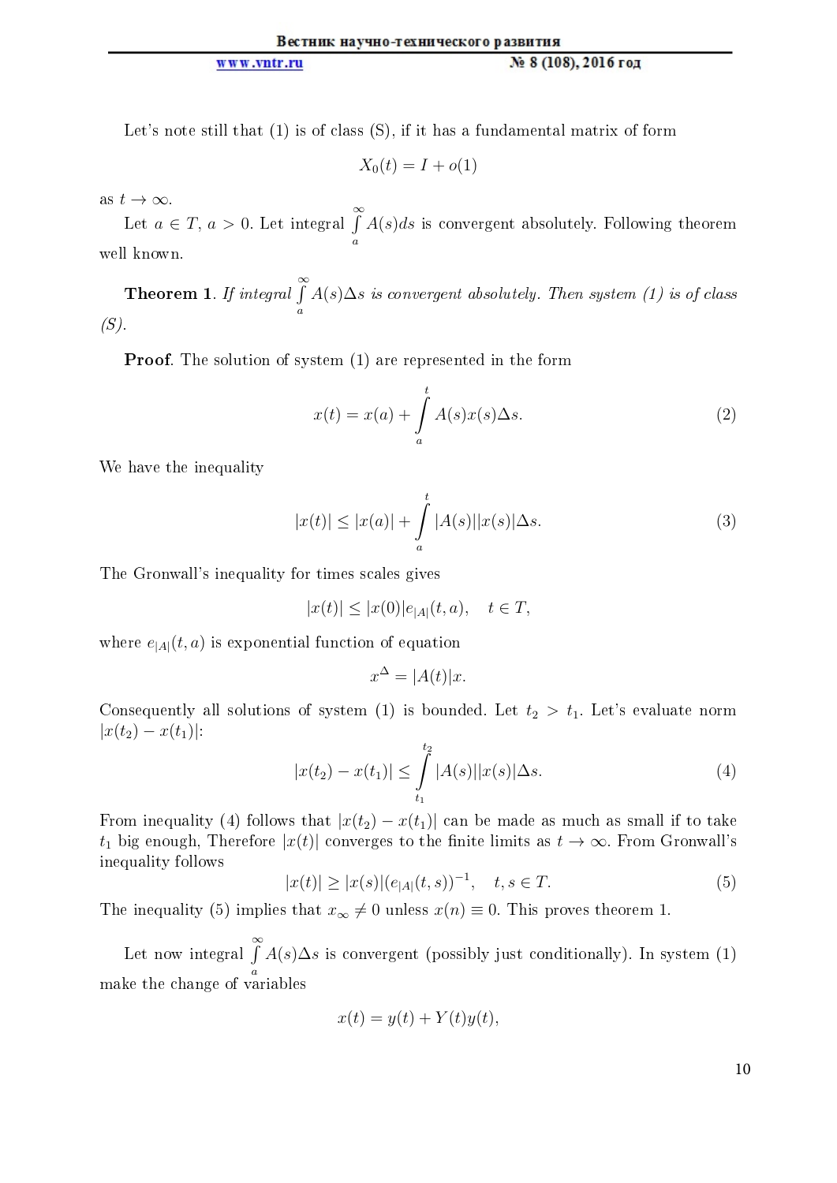Let's note still that (1) is of class (S), if it has a fundamental matrix of form

$$X_0(t) = I + o(1)$$

as $t \to \infty$.

Let $a \in T$, $a > 0$. Let integral $\int\limits_a^\infty A(s)ds$ is convergent absolutely. Following theorem well known.

**Theorem 1**. *If integral* $\int\limits_a^\infty A(s)\Delta s$ *is convergent absolutely. Then system (1) is of class (S).*

**Proof**. The solution of system (1) are represented in the form

$$x(t) = x(a) + \int\limits_a^t A(s)x(s)\Delta s. \tag{2}$$

We have the inequality

$$|x(t)| \leq |x(a)| + \int\limits_a^t |A(s)||x(s)|\Delta s. \tag{3}$$

The Gronwall's inequality for times scales gives

$$|x(t)| \leq |x(0)|e_{|A|}(t, a), \quad t \in T,$$

where $e_{|A|}(t, a)$ is exponential function of equation

$$x^\Delta = |A(t)|x.$$

Consequently all solutions of system (1) is bounded. Let $t_2 > t_1$. Let's evaluate norm $|x(t_2) - x(t_1)|$:

$$|x(t_2) - x(t_1)| \leq \int\limits_{t_1}^{t_2} |A(s)||x(s)|\Delta s. \tag{4}$$

From inequality (4) follows that $|x(t_2) - x(t_1)|$ can be made as much as small if to take $t_1$ big enough, Therefore $|x(t)|$ converges to the finite limits as $t \to \infty$. From Gronwall's inequality follows

$$|x(t)| \geq |x(s)|(e_{|A|}(t, s))^{-1}, \quad t, s \in T. \tag{5}$$

The inequality (5) implies that $x_\infty \neq 0$ unless $x(n) \equiv 0$. This proves theorem 1.

Let now integral $\int\limits_a^\infty A(s)\Delta s$ is convergent (possibly just conditionally). In system (1) make the change of variables

$$x(t) = y(t) + Y(t)y(t),$$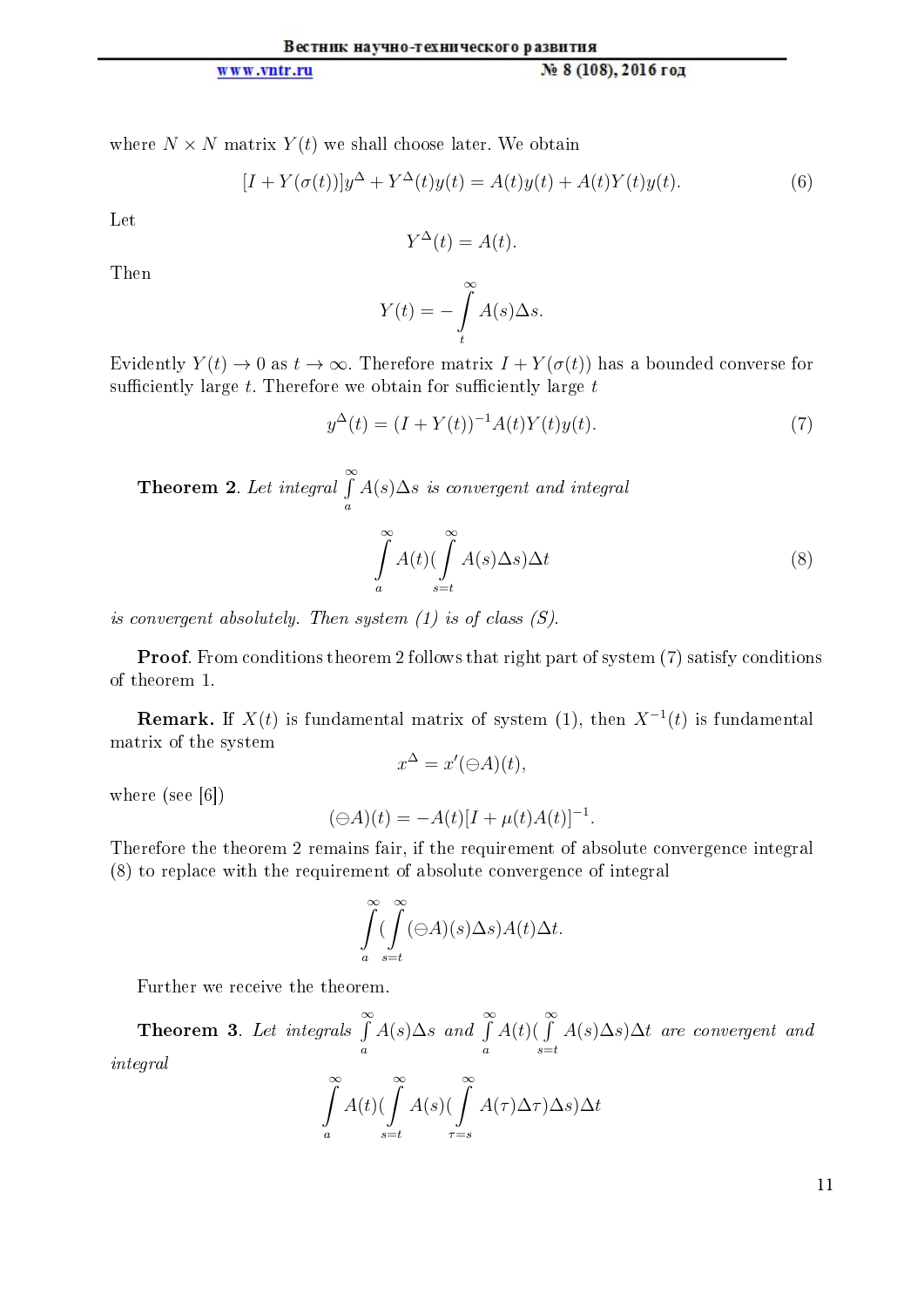where $N \times N$ matrix $Y(t)$ we shall choose later. We obtain

$$[I + Y(\sigma(t))]y^{\Delta} + Y^{\Delta}(t)y(t) = A(t)y(t) + A(t)Y(t)y(t). \tag{6}$$

Let

$$Y^{\Delta}(t) = A(t).$$

Then

$$Y(t) = -\int_{t}^{\infty} A(s)\Delta s.$$

Evidently $Y(t) \to 0$ as $t \to \infty$. Therefore matrix $I + Y(\sigma(t))$ has a bounded converse for sufficiently large $t$. Therefore we obtain for sufficiently large $t$

$$y^{\Delta}(t) = (I + Y(t))^{-1}A(t)Y(t)y(t). \tag{7}$$

**Theorem 2**. *Let integral* $\int_{a}^{\infty} A(s)\Delta s$ *is convergent and integral*

$$\int_{a}^{\infty} A(t)(\int_{s=t}^{\infty} A(s)\Delta s)\Delta t \tag{8}$$

*is convergent absolutely. Then system (1) is of class (S).*

**Proof**. From conditions theorem 2 follows that right part of system (7) satisfy conditions of theorem 1.

**Remark.** If $X(t)$ is fundamental matrix of system (1), then $X^{-1}(t)$ is fundamental matrix of the system

$$x^{\Delta} = x'(\ominus A)(t),$$

where (see [6])

$$(\ominus A)(t) = -A(t)[I + \mu(t)A(t)]^{-1}.$$

Therefore the theorem 2 remains fair, if the requirement of absolute convergence integral (8) to replace with the requirement of absolute convergence of integral

$$\int_{a}^{\infty}(\int_{s=t}^{\infty}(\ominus A)(s)\Delta s)A(t)\Delta t.$$

Further we receive the theorem.

**Theorem 3**. *Let integrals* $\int_{a}^{\infty} A(s)\Delta s$ *and* $\int_{a}^{\infty} A(t)(\int_{s=t}^{\infty} A(s)\Delta s)\Delta t$ *are convergent and integral*

$$\int_{a}^{\infty} A(t)(\int_{s=t}^{\infty} A(s)(\int_{\tau=s}^{\infty} A(\tau)\Delta\tau)\Delta s)\Delta t$$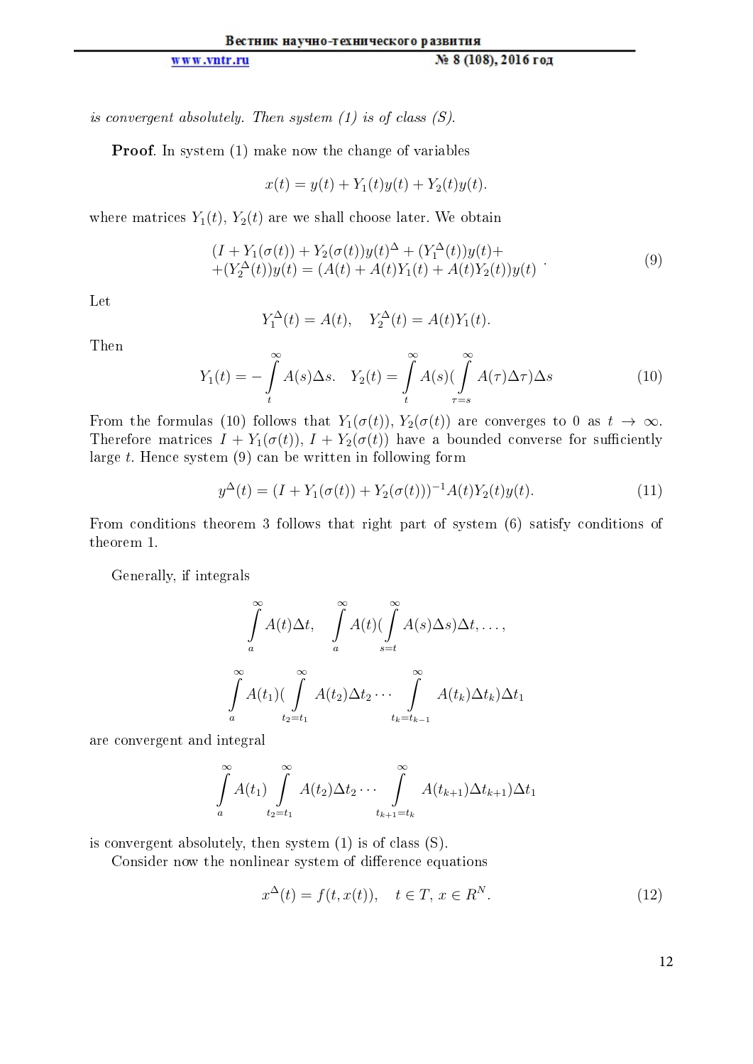*is convergent absolutely. Then system (1) is of class (S).*

**Proof**. In system (1) make now the change of variables

$$x(t) = y(t) + Y_1(t)y(t) + Y_2(t)y(t).$$

where matrices $Y_1(t)$, $Y_2(t)$ are we shall choose later. We obtain

$$\begin{array}{l}(I + Y_1(\sigma(t)) + Y_2(\sigma(t))y(t)^{\Delta} + (Y_1^{\Delta}(t))y(t) + \\ +(Y_2^{\Delta}(t))y(t) = (A(t) + A(t)Y_1(t) + A(t)Y_2(t))y(t)\end{array}. \tag{9}$$

Let

$$Y_1^{\Delta}(t) = A(t), \quad Y_2^{\Delta}(t) = A(t)Y_1(t).$$

Then

$$Y_1(t) = -\int\limits_t^{\infty} A(s)\Delta s. \quad Y_2(t) = \int\limits_t^{\infty} A(s)(\int\limits_{\tau=s}^{\infty} A(\tau)\Delta\tau)\Delta s \tag{10}$$

From the formulas (10) follows that $Y_1(\sigma(t))$, $Y_2(\sigma(t))$ are converges to 0 as $t \to \infty$. Therefore matrices $I + Y_1(\sigma(t))$, $I + Y_2(\sigma(t))$ have a bounded converse for sufficiently large $t$. Hence system (9) can be written in following form

$$y^{\Delta}(t) = (I + Y_1(\sigma(t)) + Y_2(\sigma(t)))^{-1}A(t)Y_2(t)y(t). \tag{11}$$

From conditions theorem 3 follows that right part of system (6) satisfy conditions of theorem 1.

Generally, if integrals

$$\int\limits_a^{\infty} A(t)\Delta t, \quad \int\limits_a^{\infty} A(t)(\int\limits_{s=t}^{\infty} A(s)\Delta s)\Delta t, \ldots,$$

$$\int\limits_a^{\infty} A(t_1)(\int\limits_{t_2=t_1}^{\infty} A(t_2)\Delta t_2 \cdots \int\limits_{t_k=t_{k-1}}^{\infty} A(t_k)\Delta t_k)\Delta t_1$$

are convergent and integral

$$\int\limits_a^{\infty} A(t_1) \int\limits_{t_2=t_1}^{\infty} A(t_2)\Delta t_2 \cdots \int\limits_{t_{k+1}=t_k}^{\infty} A(t_{k+1})\Delta t_{k+1})\Delta t_1$$

is convergent absolutely, then system (1) is of class (S).

Consider now the nonlinear system of difference equations

$$x^{\Delta}(t) = f(t, x(t)), \quad t \in T, \, x \in R^N. \tag{12}$$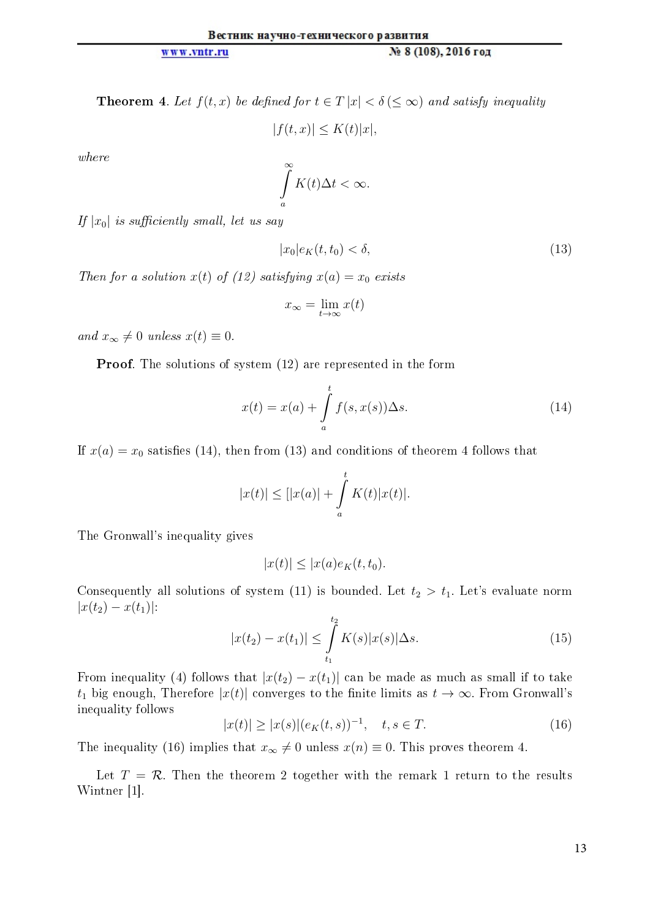**Theorem 4**. *Let $f(t, x)$ be defined for $t \in T\, |x| < \delta\, (\leq \infty)$ and satisfy inequality*

$$|f(t, x)| \leq K(t)|x|,$$

*where*

$$\int_a^\infty K(t)\Delta t < \infty.$$

*If $|x_0|$ is sufficiently small, let us say*

$$|x_0| e_K(t, t_0) < \delta, \tag{13}$$

*Then for a solution $x(t)$ of (12) satisfying $x(a) = x_0$ exists*

$$x_\infty = \lim_{t \to \infty} x(t)$$

*and $x_\infty \neq 0$ unless $x(t) \equiv 0$.*

**Proof**. The solutions of system (12) are represented in the form

$$x(t) = x(a) + \int_a^t f(s, x(s))\Delta s. \tag{14}$$

If $x(a) = x_0$ satisfies (14), then from (13) and conditions of theorem 4 follows that

$$|x(t)| \leq [|x(a)| + \int_a^t K(t)|x(t)|.$$

The Gronwall's inequality gives

$$|x(t)| \leq |x(a) e_K(t, t_0).$$

Consequently all solutions of system (11) is bounded. Let $t_2 > t_1$. Let's evaluate norm $|x(t_2) - x(t_1)|$:

$$|x(t_2) - x(t_1)| \leq \int_{t_1}^{t_2} K(s)|x(s)|\Delta s. \tag{15}$$

From inequality (4) follows that $|x(t_2) - x(t_1)|$ can be made as much as small if to take $t_1$ big enough, Therefore $|x(t)|$ converges to the finite limits as $t \to \infty$. From Gronwall's inequality follows

$$|x(t)| \geq |x(s)|(e_K(t, s))^{-1}, \quad t, s \in T. \tag{16}$$

The inequality (16) implies that $x_\infty \neq 0$ unless $x(n) \equiv 0$. This proves theorem 4.

Let $T = \mathcal{R}$. Then the theorem 2 together with the remark 1 return to the results Wintner [1].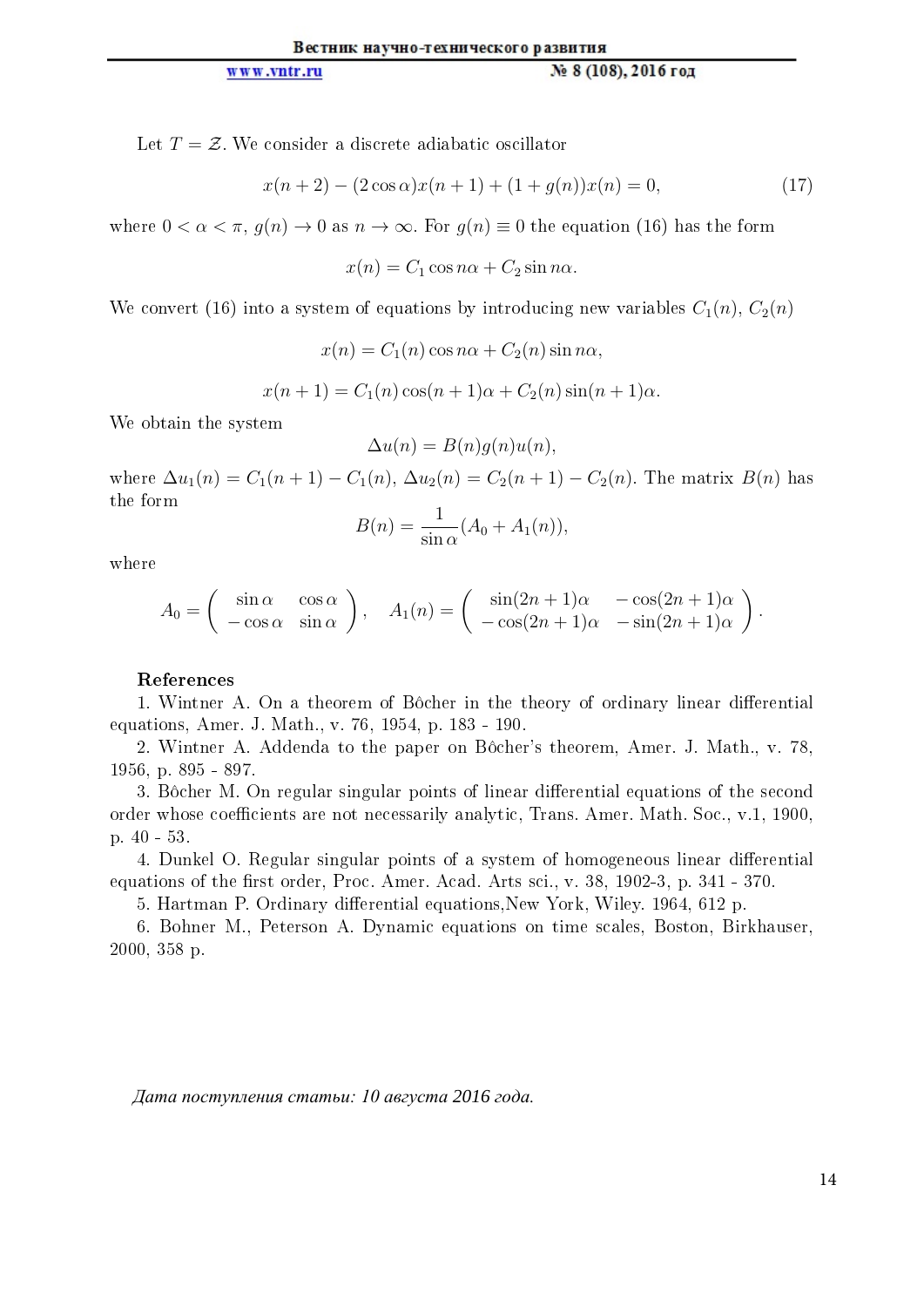Let $T = \mathcal{Z}$. We consider a discrete adiabatic oscillator

$$x(n+2) - (2\cos\alpha)x(n+1) + (1 + g(n))x(n) = 0, \tag{17}$$

where $0 < \alpha < \pi$, $g(n) \to 0$ as $n \to \infty$. For $g(n) \equiv 0$ the equation (16) has the form

$$x(n) = C_1 \cos n\alpha + C_2 \sin n\alpha.$$

We convert (16) into a system of equations by introducing new variables $C_1(n)$, $C_2(n)$

$$x(n) = C_1(n)\cos n\alpha + C_2(n)\sin n\alpha,$$

$$x(n+1) = C_1(n)\cos(n+1)\alpha + C_2(n)\sin(n+1)\alpha.$$

We obtain the system

$$\Delta u(n) = B(n)g(n)u(n),$$

where $\Delta u_1(n) = C_1(n+1) - C_1(n)$, $\Delta u_2(n) = C_2(n+1) - C_2(n)$. The matrix $B(n)$ has the form

$$B(n) = \frac{1}{\sin\alpha}(A_0 + A_1(n)),$$

where

$$A_0 = \begin{pmatrix} \sin\alpha & \cos\alpha \\ -\cos\alpha & \sin\alpha \end{pmatrix}, \quad A_1(n) = \begin{pmatrix} \sin(2n+1)\alpha & -\cos(2n+1)\alpha \\ -\cos(2n+1)\alpha & -\sin(2n+1)\alpha \end{pmatrix}.$$

### References

1. Wintner A. On a theorem of Bôcher in the theory of ordinary linear differential equations, Amer. J. Math., v. 76, 1954, p. 183 - 190.
2. Wintner A. Addenda to the paper on Bôcher's theorem, Amer. J. Math., v. 78, 1956, p. 895 - 897.
3. Bôcher M. On regular singular points of linear differential equations of the second order whose coefficients are not necessarily analytic, Trans. Amer. Math. Soc., v.1, 1900, p. 40 - 53.
4. Dunkel O. Regular singular points of a system of homogeneous linear differential equations of the first order, Proc. Amer. Acad. Arts sci., v. 38, 1902-3, p. 341 - 370.
5. Hartman P. Ordinary differential equations,New York, Wiley. 1964, 612 p.
6. Bohner M., Peterson A. Dynamic equations on time scales, Boston, Birkhauser, 2000, 358 p.

*Дата поступления статьи: 10 августа 2016 года.*